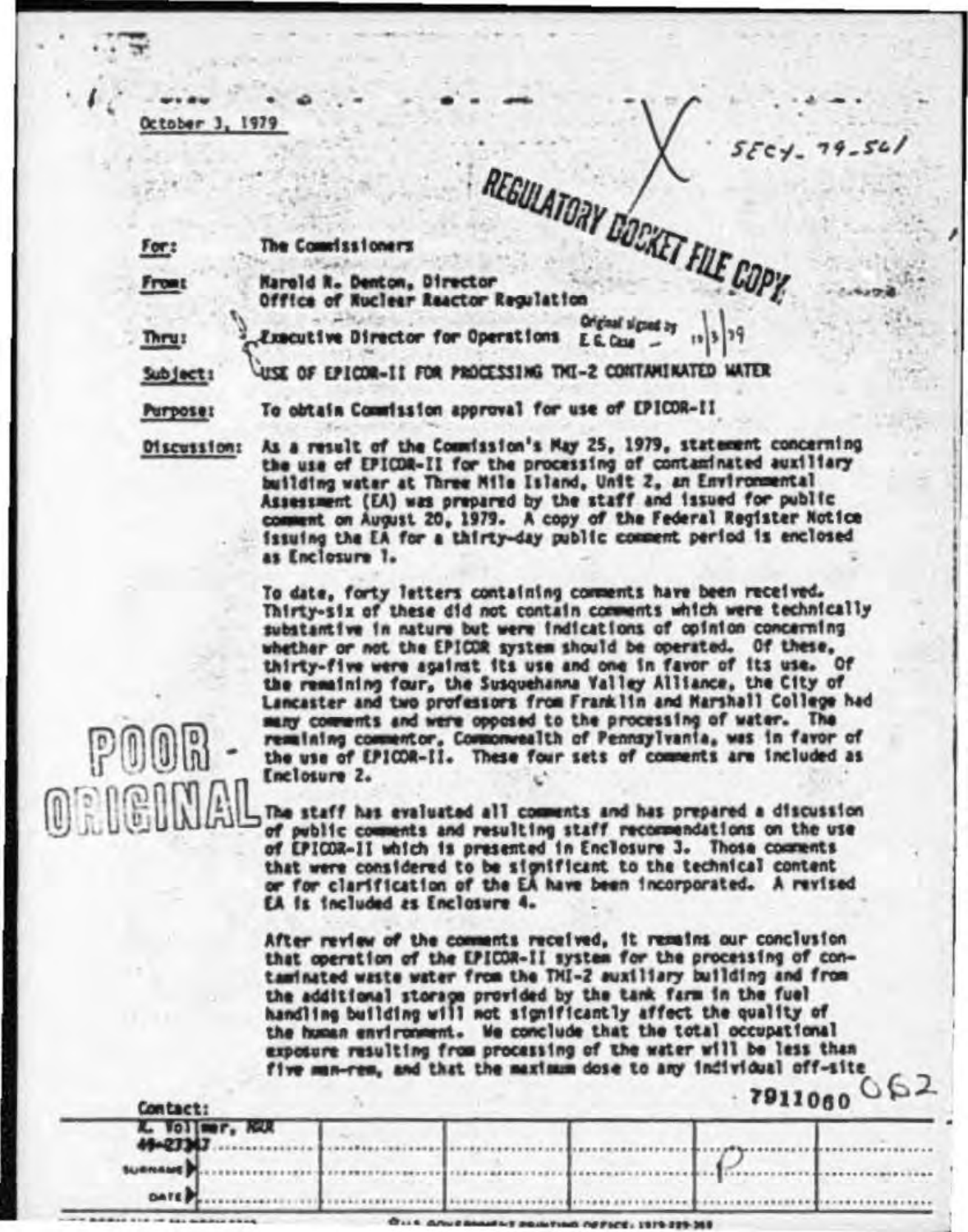October 3, 1979

SECY-79-561

REGULATORY DOCKET FILE COPY

**For:** The Commissioners

**From:** Harold R. Denton, Director
Office of Nuclear Reactor Regulation

**Thru:** Executive Director for Operations — Original signed by E. G. Case — 10/3/79

**Subject:** USE OF EPICOR-II FOR PROCESSING TMI-2 CONTAMINATED WATER

**Purpose:** To obtain Commission approval for use of EPICOR-II

**Discussion:** As a result of the Commission's May 25, 1979, statement concerning the use of EPICOR-II for the processing of contaminated auxiliary building water at Three Mile Island, Unit 2, an Environmental Assessment (EA) was prepared by the staff and issued for public comment on August 20, 1979. A copy of the Federal Register Notice issuing the EA for a thirty-day public comment period is enclosed as Enclosure 1.

To date, forty letters containing comments have been received. Thirty-six of these did not contain comments which were technically substantive in nature but were indications of opinion concerning whether or not the EPICOR system should be operated. Of these, thirty-five were against its use and one in favor of its use. Of the remaining four, the Susquehanna Valley Alliance, the City of Lancaster and two professors from Franklin and Marshall College had many comments and were opposed to the processing of water. The remaining commentor, Commonwealth of Pennsylvania, was in favor of the use of EPICOR-II. These four sets of comments are included as Enclosure 2.

POOR ORIGINAL

The staff has evaluated all comments and has prepared a discussion of public comments and resulting staff recommendations on the use of EPICOR-II which is presented in Enclosure 3. Those comments that were considered to be significant to the technical content or for clarification of the EA have been incorporated. A revised EA is included as Enclosure 4.

After review of the comments received, it remains our conclusion that operation of the EPICOR-II system for the processing of contaminated waste water from the TMI-2 auxiliary building and from the additional storage provided by the tank farm in the fuel handling building will not significantly affect the quality of the human environment. We conclude that the total occupational exposure resulting from processing of the water will be less than five man-rem, and that the maximum dose to any individual off-site

7911060 062

Contact:
K. Vollmer, NRR
49-27347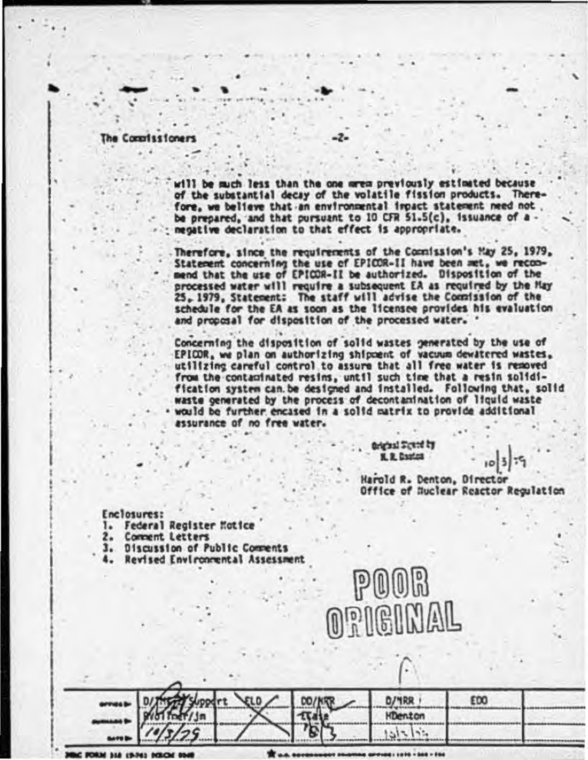The Commissioners

will be much less than the one area previously estimated because of the substantial decay of the volatile fission products. Therefore, we believe that an environmental impact statement need not be prepared, and that pursuant to 10 CFR 51.5(c), issuance of a negative declaration to that effect is appropriate.

Therefore, since the requirements of the Commission's May 25, 1979, Statement concerning the use of EPICOR-II have been met, we recommend that the use of EPICOR-II be authorized. Disposition of the processed water will require a subsequent EA as required by the May 25, 1979, Statement. The staff will advise the Commission of the schedule for the EA as soon as the licensee provides his evaluation and proposal for disposition of the processed water.

Concerning the disposition of solid wastes generated by the use of EPICOR, we plan on authorizing shipment of vacuum dewatered wastes, utilizing careful control to assure that all free water is removed from the contaminated resins, until such time that a resin solidification system can be designed and installed. Following that, solid waste generated by the process of decontamination of liquid waste would be further encased in a solid matrix to provide additional assurance of no free water.

Original Signed by
H. R. Denton

10/3/79

Harold R. Denton, Director
Office of Nuclear Reactor Regulation

Enclosures:
1. Federal Register Notice
2. Comment Letters
3. Discussion of Public Comments
4. Revised Environmental Assessment

POOR ORIGINAL

| | | | | | | |
|---|---|---|---|---|---|---|
| OFFICE | D/TMI Support | ELD | DD/NRR | D/NRR | EDO | |
| SURNAME | Mollner/jm | | Case | HDenton | | |
| DATE | 10/3/79 | | 10/3 | 10/3/79 | | |

NRC FORM 318 (9-76) NRCM 0240